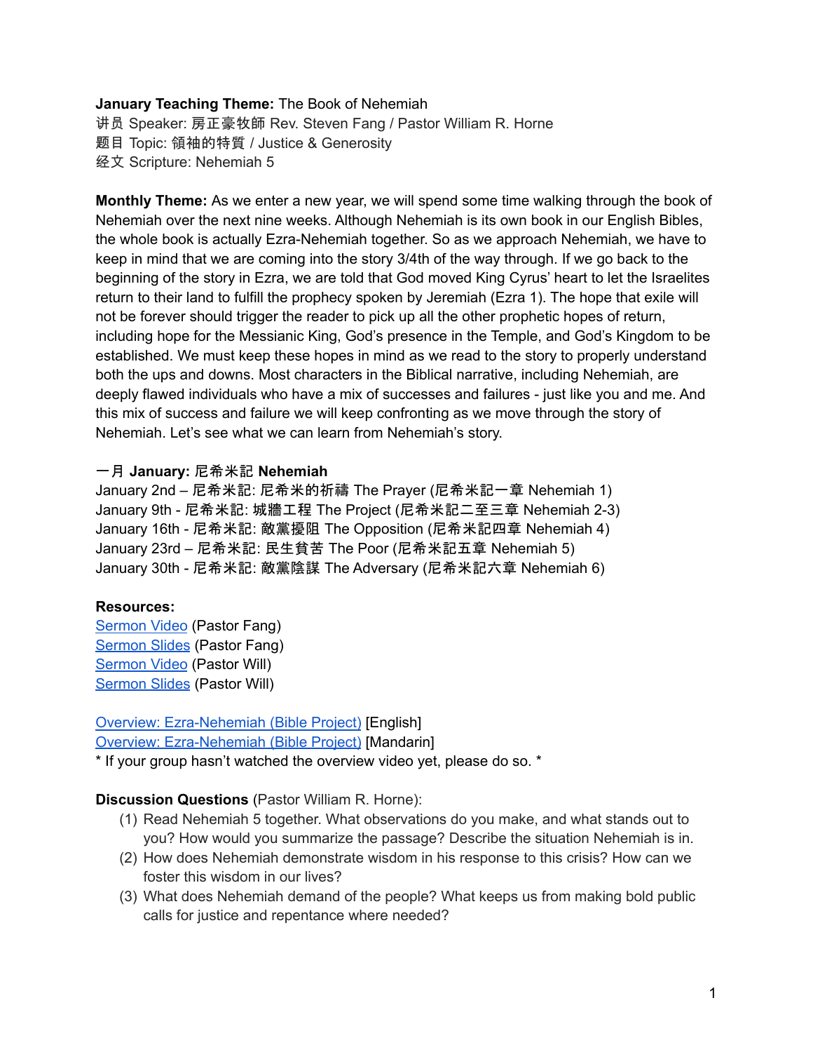**January Teaching Theme:** The Book of Nehemiah
讲员 Speaker: 房正豪牧師 Rev. Steven Fang / Pastor William R. Horne
题目 Topic: 領袖的特質 / Justice & Generosity
经文 Scripture: Nehemiah 5

**Monthly Theme:** As we enter a new year, we will spend some time walking through the book of Nehemiah over the next nine weeks. Although Nehemiah is its own book in our English Bibles, the whole book is actually Ezra-Nehemiah together. So as we approach Nehemiah, we have to keep in mind that we are coming into the story 3/4th of the way through. If we go back to the beginning of the story in Ezra, we are told that God moved King Cyrus' heart to let the Israelites return to their land to fulfill the prophecy spoken by Jeremiah (Ezra 1). The hope that exile will not be forever should trigger the reader to pick up all the other prophetic hopes of return, including hope for the Messianic King, God's presence in the Temple, and God's Kingdom to be established. We must keep these hopes in mind as we read to the story to properly understand both the ups and downs. Most characters in the Biblical narrative, including Nehemiah, are deeply flawed individuals who have a mix of successes and failures - just like you and me. And this mix of success and failure we will keep confronting as we move through the story of Nehemiah. Let's see what we can learn from Nehemiah's story.

一月 **January:** 尼希米記 **Nehemiah**
January 2nd – 尼希米記: 尼希米的祈禱 The Prayer (尼希米記一章 Nehemiah 1)
January 9th - 尼希米記: 城牆工程 The Project (尼希米記二至三章 Nehemiah 2-3)
January 16th - 尼希米記: 敵黨擾阻 The Opposition (尼希米記四章 Nehemiah 4)
January 23rd – 尼希米記: 民生貧苦 The Poor (尼希米記五章 Nehemiah 5)
January 30th - 尼希米記: 敵黨陰謀 The Adversary (尼希米記六章 Nehemiah 6)

**Resources:**
Sermon Video (Pastor Fang)
Sermon Slides (Pastor Fang)
Sermon Video (Pastor Will)
Sermon Slides (Pastor Will)

Overview: Ezra-Nehemiah (Bible Project) [English]
Overview: Ezra-Nehemiah (Bible Project) [Mandarin]
* If your group hasn't watched the overview video yet, please do so. *

**Discussion Questions** (Pastor William R. Horne):

(1) Read Nehemiah 5 together. What observations do you make, and what stands out to you? How would you summarize the passage? Describe the situation Nehemiah is in.
(2) How does Nehemiah demonstrate wisdom in his response to this crisis? How can we foster this wisdom in our lives?
(3) What does Nehemiah demand of the people? What keeps us from making bold public calls for justice and repentance where needed?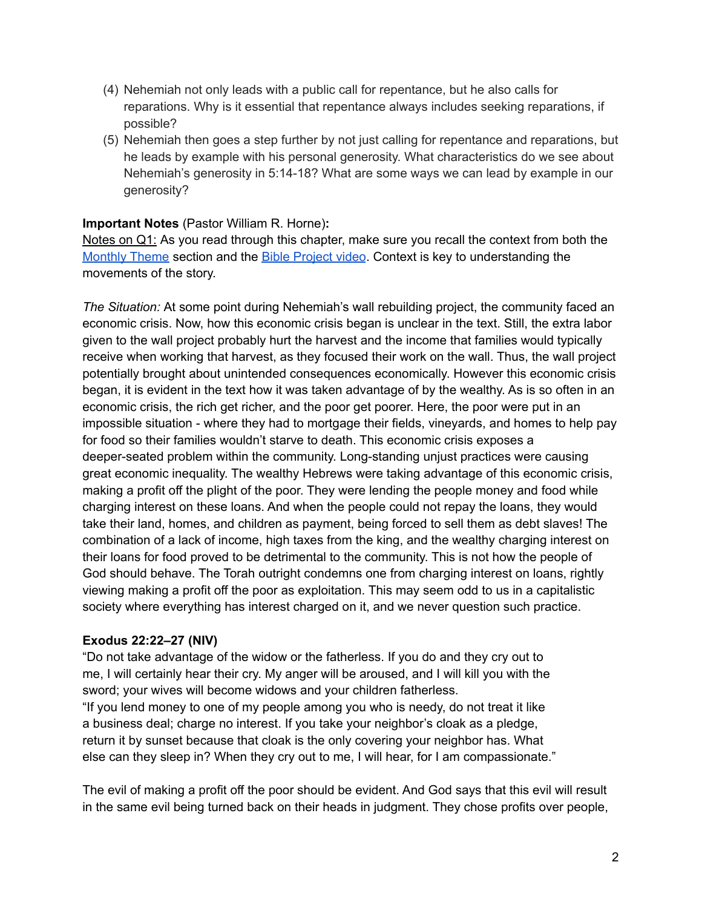(4) Nehemiah not only leads with a public call for repentance, but he also calls for reparations. Why is it essential that repentance always includes seeking reparations, if possible?

(5) Nehemiah then goes a step further by not just calling for repentance and reparations, but he leads by example with his personal generosity. What characteristics do we see about Nehemiah's generosity in 5:14-18? What are some ways we can lead by example in our generosity?

**Important Notes** (Pastor William R. Horne)**:**

<u>Notes on Q1:</u> As you read through this chapter, make sure you recall the context from both the [Monthly Theme]() section and the [Bible Project video](). Context is key to understanding the movements of the story.

*The Situation:* At some point during Nehemiah's wall rebuilding project, the community faced an economic crisis. Now, how this economic crisis began is unclear in the text. Still, the extra labor given to the wall project probably hurt the harvest and the income that families would typically receive when working that harvest, as they focused their work on the wall. Thus, the wall project potentially brought about unintended consequences economically. However this economic crisis began, it is evident in the text how it was taken advantage of by the wealthy. As is so often in an economic crisis, the rich get richer, and the poor get poorer. Here, the poor were put in an impossible situation - where they had to mortgage their fields, vineyards, and homes to help pay for food so their families wouldn't starve to death. This economic crisis exposes a deeper-seated problem within the community. Long-standing unjust practices were causing great economic inequality. The wealthy Hebrews were taking advantage of this economic crisis, making a profit off the plight of the poor. They were lending the people money and food while charging interest on these loans. And when the people could not repay the loans, they would take their land, homes, and children as payment, being forced to sell them as debt slaves! The combination of a lack of income, high taxes from the king, and the wealthy charging interest on their loans for food proved to be detrimental to the community. This is not how the people of God should behave. The Torah outright condemns one from charging interest on loans, rightly viewing making a profit off the poor as exploitation. This may seem odd to us in a capitalistic society where everything has interest charged on it, and we never question such practice.

**Exodus 22:22–27 (NIV)**

"Do not take advantage of the widow or the fatherless. If you do and they cry out to me, I will certainly hear their cry. My anger will be aroused, and I will kill you with the sword; your wives will become widows and your children fatherless.

"If you lend money to one of my people among you who is needy, do not treat it like a business deal; charge no interest. If you take your neighbor's cloak as a pledge, return it by sunset because that cloak is the only covering your neighbor has. What else can they sleep in? When they cry out to me, I will hear, for I am compassionate."

The evil of making a profit off the poor should be evident. And God says that this evil will result in the same evil being turned back on their heads in judgment. They chose profits over people,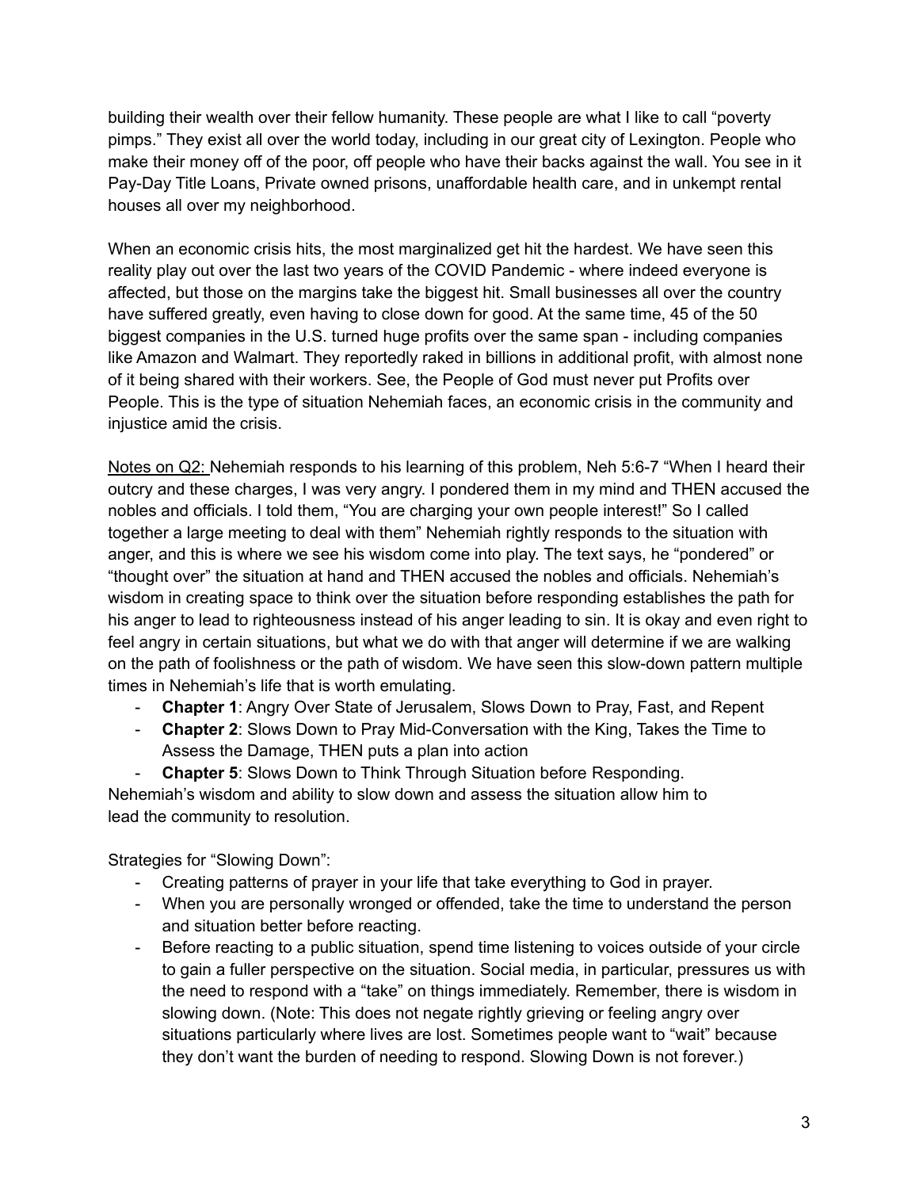building their wealth over their fellow humanity. These people are what I like to call "poverty pimps." They exist all over the world today, including in our great city of Lexington. People who make their money off of the poor, off people who have their backs against the wall. You see in it Pay-Day Title Loans, Private owned prisons, unaffordable health care, and in unkempt rental houses all over my neighborhood.

When an economic crisis hits, the most marginalized get hit the hardest. We have seen this reality play out over the last two years of the COVID Pandemic - where indeed everyone is affected, but those on the margins take the biggest hit. Small businesses all over the country have suffered greatly, even having to close down for good. At the same time, 45 of the 50 biggest companies in the U.S. turned huge profits over the same span - including companies like Amazon and Walmart. They reportedly raked in billions in additional profit, with almost none of it being shared with their workers. See, the People of God must never put Profits over People. This is the type of situation Nehemiah faces, an economic crisis in the community and injustice amid the crisis.

<u>Notes on Q2:</u> Nehemiah responds to his learning of this problem, Neh 5:6-7 "When I heard their outcry and these charges, I was very angry. I pondered them in my mind and THEN accused the nobles and officials. I told them, "You are charging your own people interest!" So I called together a large meeting to deal with them" Nehemiah rightly responds to the situation with anger, and this is where we see his wisdom come into play. The text says, he "pondered" or "thought over" the situation at hand and THEN accused the nobles and officials. Nehemiah's wisdom in creating space to think over the situation before responding establishes the path for his anger to lead to righteousness instead of his anger leading to sin. It is okay and even right to feel angry in certain situations, but what we do with that anger will determine if we are walking on the path of foolishness or the path of wisdom. We have seen this slow-down pattern multiple times in Nehemiah's life that is worth emulating.

- **Chapter 1**: Angry Over State of Jerusalem, Slows Down to Pray, Fast, and Repent
- **Chapter 2**: Slows Down to Pray Mid-Conversation with the King, Takes the Time to Assess the Damage, THEN puts a plan into action
- **Chapter 5**: Slows Down to Think Through Situation before Responding.

Nehemiah's wisdom and ability to slow down and assess the situation allow him to lead the community to resolution.

Strategies for "Slowing Down":

- Creating patterns of prayer in your life that take everything to God in prayer.
- When you are personally wronged or offended, take the time to understand the person and situation better before reacting.
- Before reacting to a public situation, spend time listening to voices outside of your circle to gain a fuller perspective on the situation. Social media, in particular, pressures us with the need to respond with a "take" on things immediately. Remember, there is wisdom in slowing down. (Note: This does not negate rightly grieving or feeling angry over situations particularly where lives are lost. Sometimes people want to "wait" because they don't want the burden of needing to respond. Slowing Down is not forever.)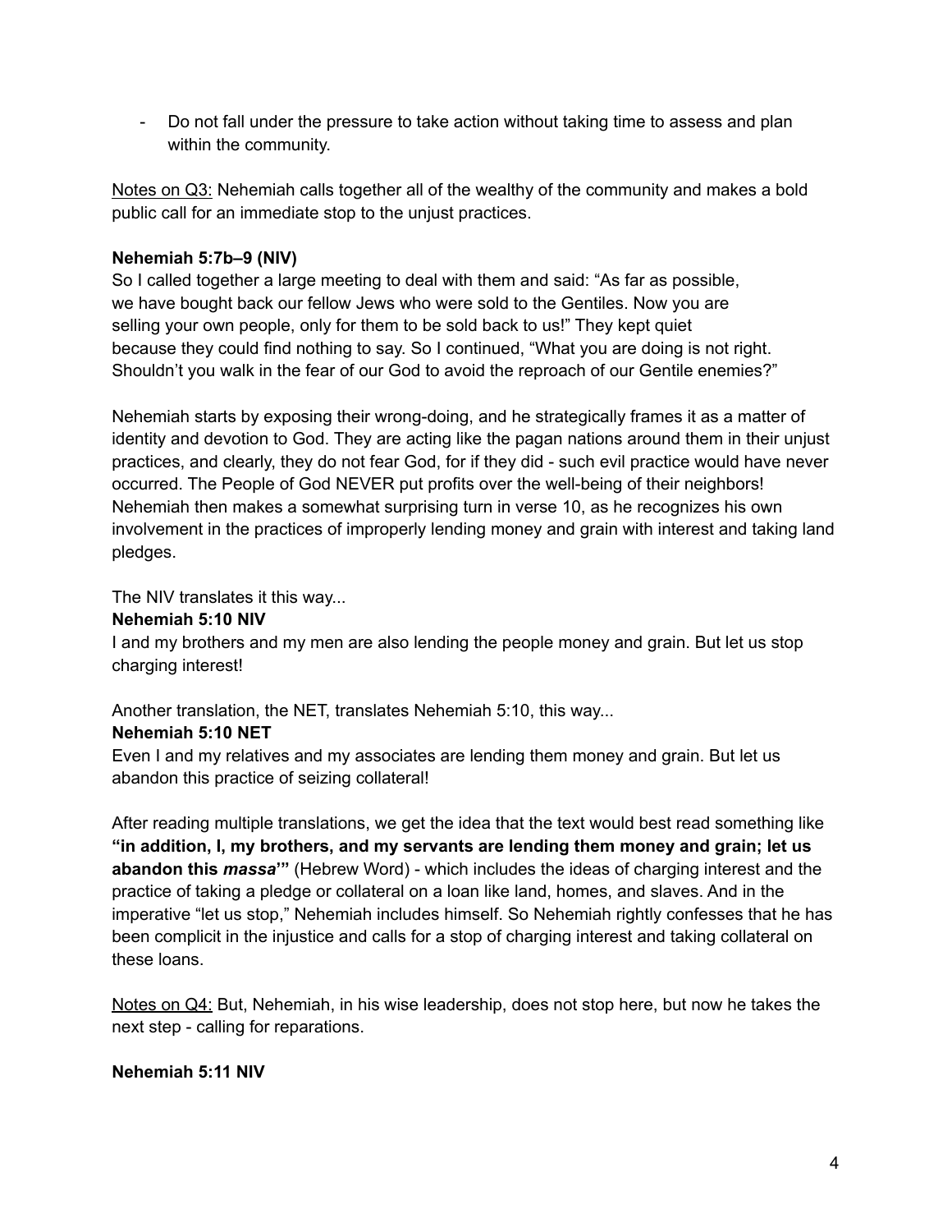- Do not fall under the pressure to take action without taking time to assess and plan within the community.

<u>Notes on Q3:</u> Nehemiah calls together all of the wealthy of the community and makes a bold public call for an immediate stop to the unjust practices.

**Nehemiah 5:7b–9 (NIV)**
So I called together a large meeting to deal with them and said: "As far as possible, we have bought back our fellow Jews who were sold to the Gentiles. Now you are selling your own people, only for them to be sold back to us!" They kept quiet because they could find nothing to say. So I continued, "What you are doing is not right. Shouldn't you walk in the fear of our God to avoid the reproach of our Gentile enemies?"

Nehemiah starts by exposing their wrong-doing, and he strategically frames it as a matter of identity and devotion to God. They are acting like the pagan nations around them in their unjust practices, and clearly, they do not fear God, for if they did - such evil practice would have never occurred. The People of God NEVER put profits over the well-being of their neighbors! Nehemiah then makes a somewhat surprising turn in verse 10, as he recognizes his own involvement in the practices of improperly lending money and grain with interest and taking land pledges.

The NIV translates it this way...
**Nehemiah 5:10 NIV**
I and my brothers and my men are also lending the people money and grain. But let us stop charging interest!

Another translation, the NET, translates Nehemiah 5:10, this way...
**Nehemiah 5:10 NET**
Even I and my relatives and my associates are lending them money and grain. But let us abandon this practice of seizing collateral!

After reading multiple translations, we get the idea that the text would best read something like **"in addition, I, my brothers, and my servants are lending them money and grain; let us abandon this *massa*'"** (Hebrew Word) - which includes the ideas of charging interest and the practice of taking a pledge or collateral on a loan like land, homes, and slaves. And in the imperative "let us stop," Nehemiah includes himself. So Nehemiah rightly confesses that he has been complicit in the injustice and calls for a stop of charging interest and taking collateral on these loans.

<u>Notes on Q4:</u> But, Nehemiah, in his wise leadership, does not stop here, but now he takes the next step - calling for reparations.

**Nehemiah 5:11 NIV**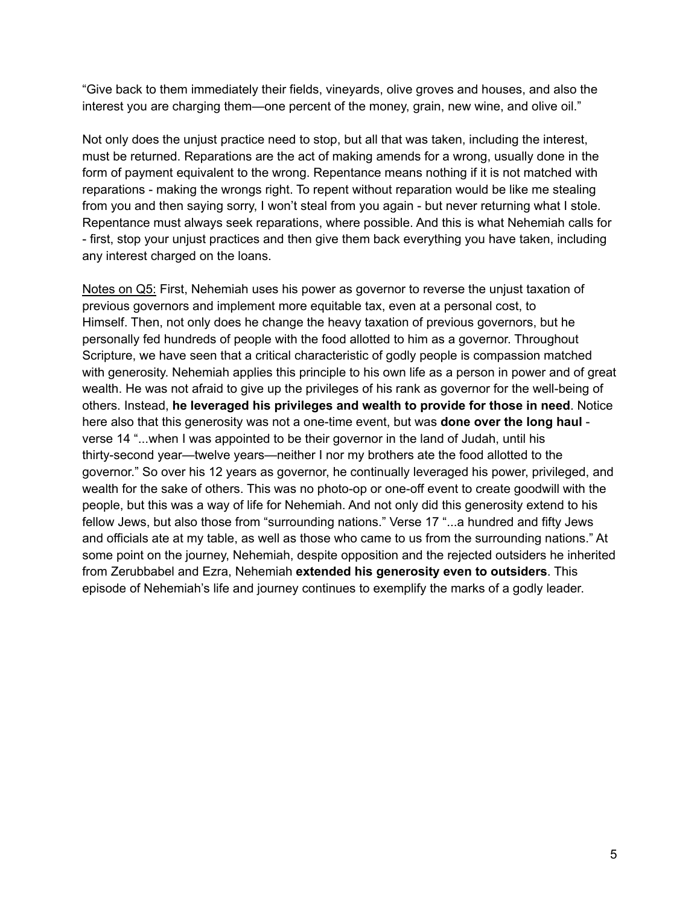"Give back to them immediately their fields, vineyards, olive groves and houses, and also the interest you are charging them—one percent of the money, grain, new wine, and olive oil."

Not only does the unjust practice need to stop, but all that was taken, including the interest, must be returned. Reparations are the act of making amends for a wrong, usually done in the form of payment equivalent to the wrong. Repentance means nothing if it is not matched with reparations - making the wrongs right. To repent without reparation would be like me stealing from you and then saying sorry, I won't steal from you again - but never returning what I stole. Repentance must always seek reparations, where possible. And this is what Nehemiah calls for - first, stop your unjust practices and then give them back everything you have taken, including any interest charged on the loans.

<u>Notes on Q5:</u> First, Nehemiah uses his power as governor to reverse the unjust taxation of previous governors and implement more equitable tax, even at a personal cost, to Himself. Then, not only does he change the heavy taxation of previous governors, but he personally fed hundreds of people with the food allotted to him as a governor. Throughout Scripture, we have seen that a critical characteristic of godly people is compassion matched with generosity. Nehemiah applies this principle to his own life as a person in power and of great wealth. He was not afraid to give up the privileges of his rank as governor for the well-being of others. Instead, **he leveraged his privileges and wealth to provide for those in need**. Notice here also that this generosity was not a one-time event, but was **done over the long haul** - verse 14 "...when I was appointed to be their governor in the land of Judah, until his thirty-second year—twelve years—neither I nor my brothers ate the food allotted to the governor." So over his 12 years as governor, he continually leveraged his power, privileged, and wealth for the sake of others. This was no photo-op or one-off event to create goodwill with the people, but this was a way of life for Nehemiah. And not only did this generosity extend to his fellow Jews, but also those from "surrounding nations." Verse 17 "...a hundred and fifty Jews and officials ate at my table, as well as those who came to us from the surrounding nations." At some point on the journey, Nehemiah, despite opposition and the rejected outsiders he inherited from Zerubbabel and Ezra, Nehemiah **extended his generosity even to outsiders**. This episode of Nehemiah's life and journey continues to exemplify the marks of a godly leader.